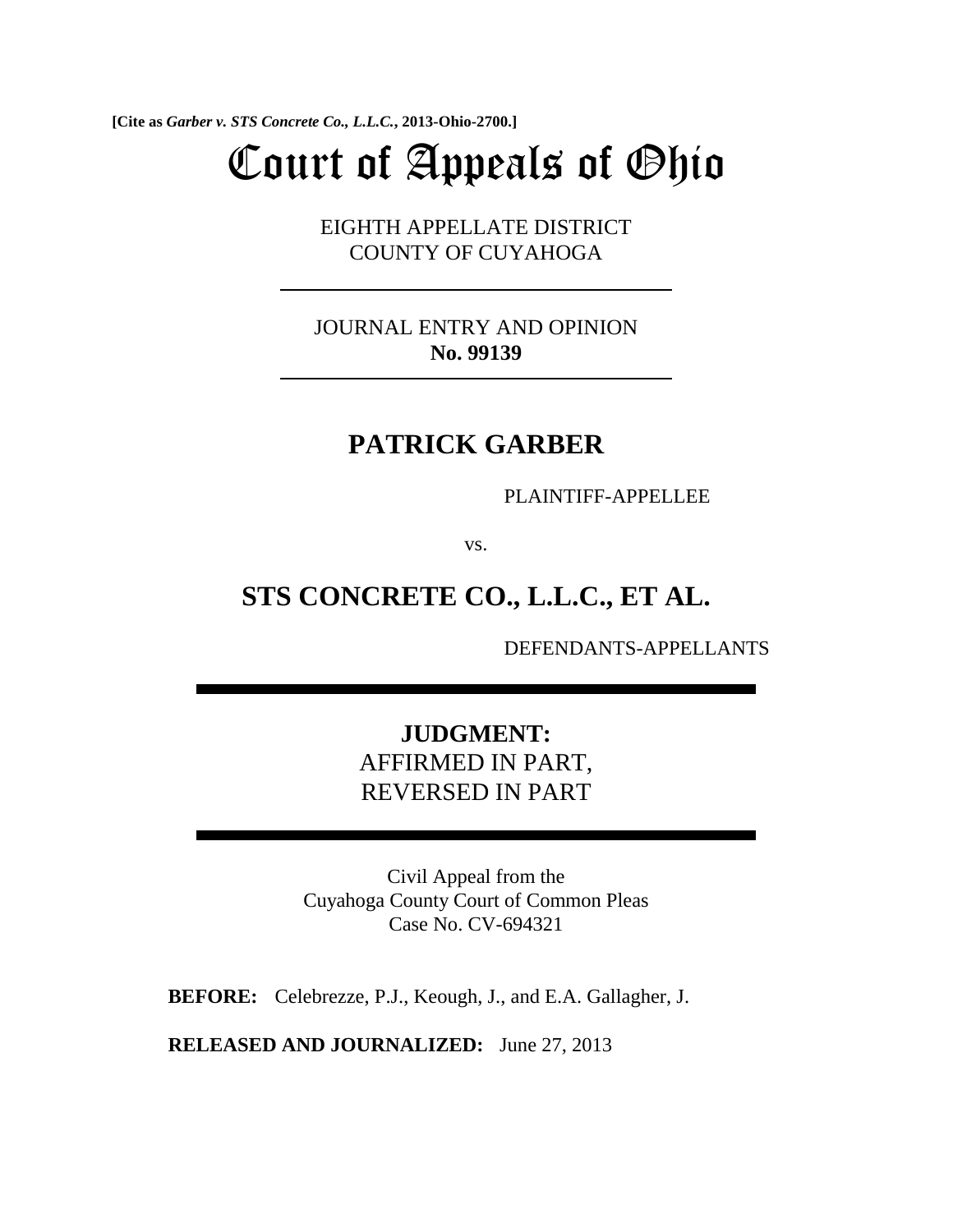[Cite as *Garber v. STS Concrete Co., L.L.C.*, 2013-Ohio-2700.]

# Court of Appeals of Ohio

EIGHTH APPELLATE DISTRICT
COUNTY OF CUYAHOGA

---

JOURNAL ENTRY AND OPINION
**No. 99139**

---

## PATRICK GARBER

PLAINTIFF-APPELLEE

vs.

## STS CONCRETE CO., L.L.C., ET AL.

DEFENDANTS-APPELLANTS

---

**JUDGMENT:**
AFFIRMED IN PART,
REVERSED IN PART

---

Civil Appeal from the
Cuyahoga County Court of Common Pleas
Case No. CV-694321

**BEFORE:** Celebrezze, P.J., Keough, J., and E.A. Gallagher, J.

**RELEASED AND JOURNALIZED:** June 27, 2013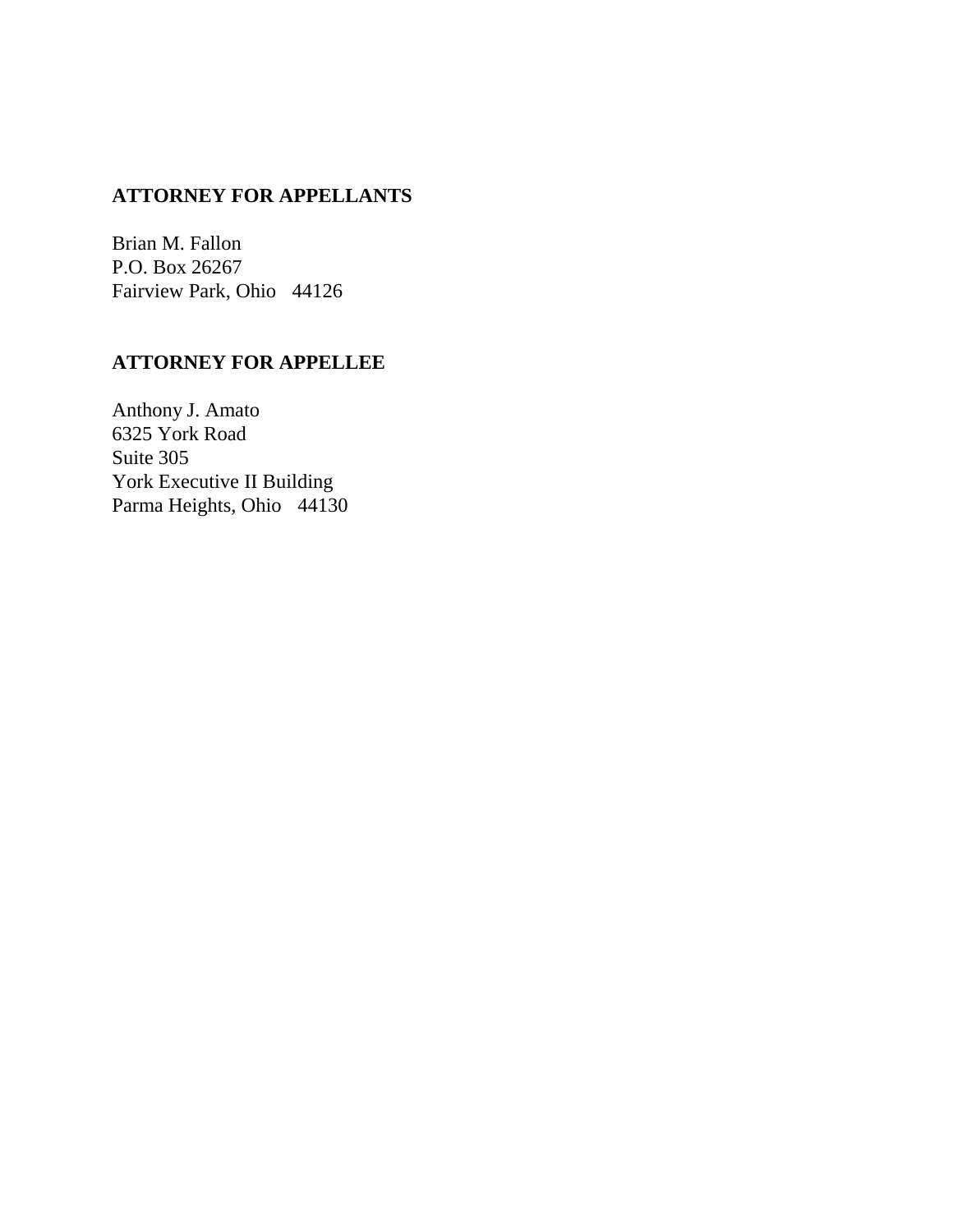**ATTORNEY FOR APPELLANTS**

Brian M. Fallon
P.O. Box 26267
Fairview Park, Ohio 44126

**ATTORNEY FOR APPELLEE**

Anthony J. Amato
6325 York Road
Suite 305
York Executive II Building
Parma Heights, Ohio 44130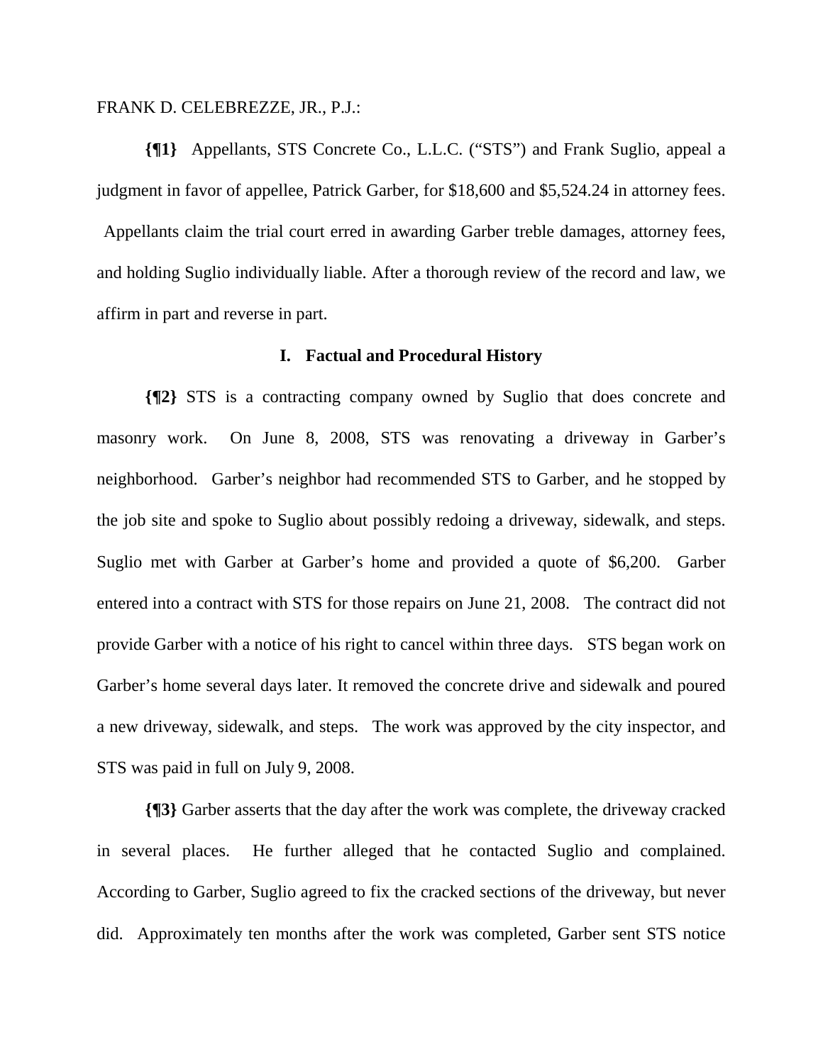FRANK D. CELEBREZZE, JR., P.J.:

**{¶1}** Appellants, STS Concrete Co., L.L.C. ("STS") and Frank Suglio, appeal a judgment in favor of appellee, Patrick Garber, for $18,600 and $5,524.24 in attorney fees. Appellants claim the trial court erred in awarding Garber treble damages, attorney fees, and holding Suglio individually liable. After a thorough review of the record and law, we affirm in part and reverse in part.

## I. Factual and Procedural History

**{¶2}** STS is a contracting company owned by Suglio that does concrete and masonry work. On June 8, 2008, STS was renovating a driveway in Garber's neighborhood. Garber's neighbor had recommended STS to Garber, and he stopped by the job site and spoke to Suglio about possibly redoing a driveway, sidewalk, and steps. Suglio met with Garber at Garber's home and provided a quote of $6,200. Garber entered into a contract with STS for those repairs on June 21, 2008. The contract did not provide Garber with a notice of his right to cancel within three days. STS began work on Garber's home several days later. It removed the concrete drive and sidewalk and poured a new driveway, sidewalk, and steps. The work was approved by the city inspector, and STS was paid in full on July 9, 2008.

**{¶3}** Garber asserts that the day after the work was complete, the driveway cracked in several places. He further alleged that he contacted Suglio and complained. According to Garber, Suglio agreed to fix the cracked sections of the driveway, but never did. Approximately ten months after the work was completed, Garber sent STS notice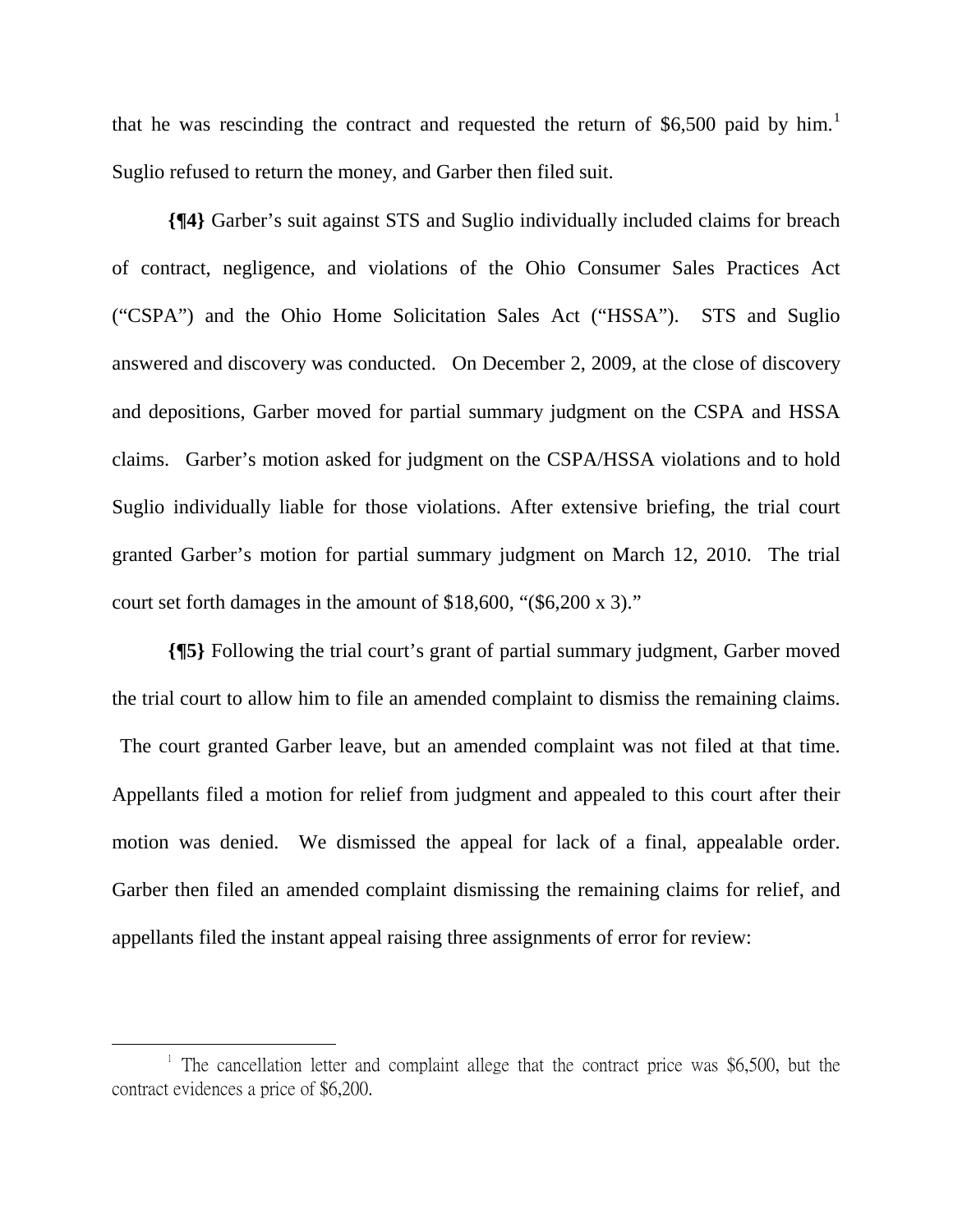that he was rescinding the contract and requested the return of $6,500 paid by him.[1] Suglio refused to return the money, and Garber then filed suit.

**{¶4}** Garber's suit against STS and Suglio individually included claims for breach of contract, negligence, and violations of the Ohio Consumer Sales Practices Act ("CSPA") and the Ohio Home Solicitation Sales Act ("HSSA"). STS and Suglio answered and discovery was conducted. On December 2, 2009, at the close of discovery and depositions, Garber moved for partial summary judgment on the CSPA and HSSA claims. Garber's motion asked for judgment on the CSPA/HSSA violations and to hold Suglio individually liable for those violations. After extensive briefing, the trial court granted Garber's motion for partial summary judgment on March 12, 2010. The trial court set forth damages in the amount of $18,600, "($6,200 x 3)."

**{¶5}** Following the trial court's grant of partial summary judgment, Garber moved the trial court to allow him to file an amended complaint to dismiss the remaining claims. The court granted Garber leave, but an amended complaint was not filed at that time. Appellants filed a motion for relief from judgment and appealed to this court after their motion was denied. We dismissed the appeal for lack of a final, appealable order. Garber then filed an amended complaint dismissing the remaining claims for relief, and appellants filed the instant appeal raising three assignments of error for review:

---

[1] The cancellation letter and complaint allege that the contract price was $6,500, but the contract evidences a price of $6,200.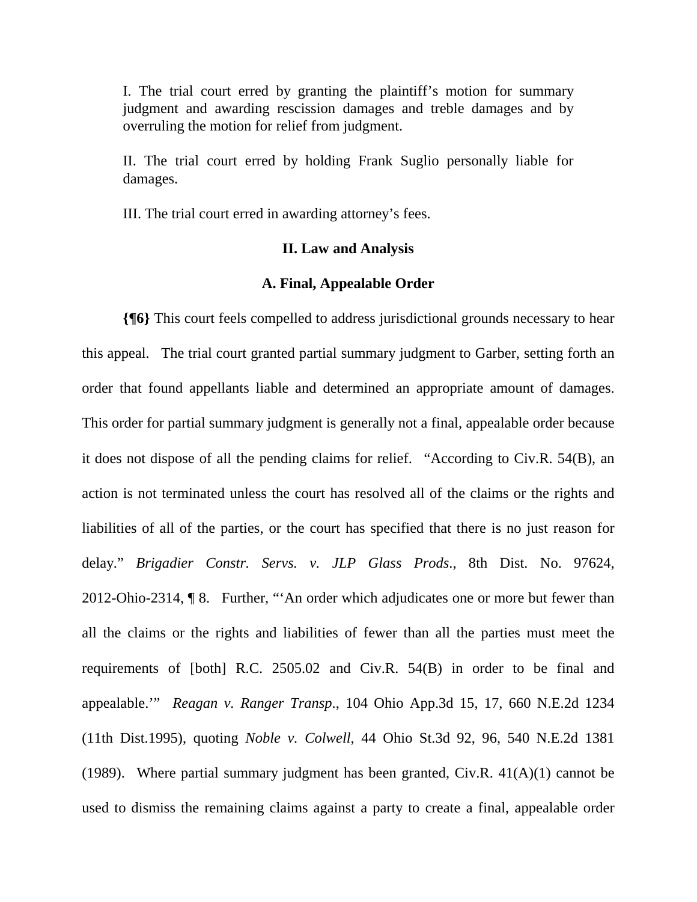I. The trial court erred by granting the plaintiff's motion for summary judgment and awarding rescission damages and treble damages and by overruling the motion for relief from judgment.

II. The trial court erred by holding Frank Suglio personally liable for damages.

III. The trial court erred in awarding attorney's fees.

## II. Law and Analysis

### A. Final, Appealable Order

**{¶6}** This court feels compelled to address jurisdictional grounds necessary to hear this appeal. The trial court granted partial summary judgment to Garber, setting forth an order that found appellants liable and determined an appropriate amount of damages. This order for partial summary judgment is generally not a final, appealable order because it does not dispose of all the pending claims for relief. "According to Civ.R. 54(B), an action is not terminated unless the court has resolved all of the claims or the rights and liabilities of all of the parties, or the court has specified that there is no just reason for delay." *Brigadier Constr. Servs. v. JLP Glass Prods.*, 8th Dist. No. 97624, 2012-Ohio-2314, ¶ 8. Further, "'An order which adjudicates one or more but fewer than all the claims or the rights and liabilities of fewer than all the parties must meet the requirements of [both] R.C. 2505.02 and Civ.R. 54(B) in order to be final and appealable.'" *Reagan v. Ranger Transp.*, 104 Ohio App.3d 15, 17, 660 N.E.2d 1234 (11th Dist.1995), quoting *Noble v. Colwell*, 44 Ohio St.3d 92, 96, 540 N.E.2d 1381 (1989). Where partial summary judgment has been granted, Civ.R. 41(A)(1) cannot be used to dismiss the remaining claims against a party to create a final, appealable order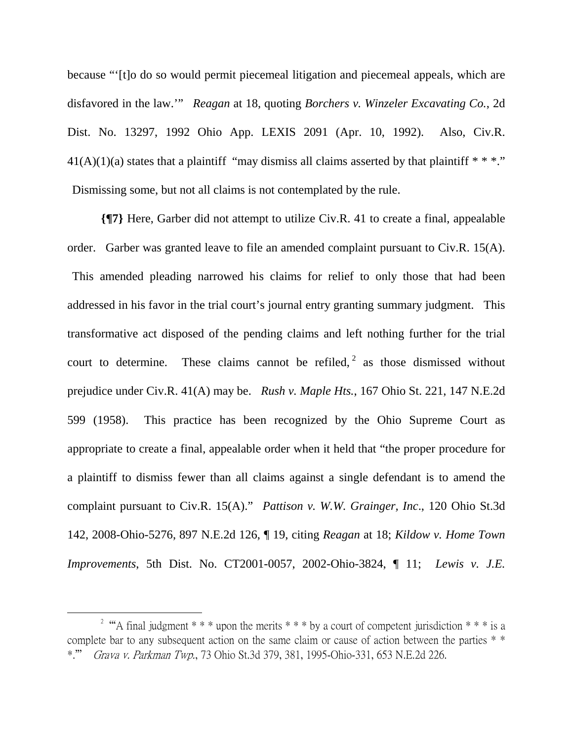because "'[t]o do so would permit piecemeal litigation and piecemeal appeals, which are disfavored in the law.'" *Reagan* at 18, quoting *Borchers v. Winzeler Excavating Co.*, 2d Dist. No. 13297, 1992 Ohio App. LEXIS 2091 (Apr. 10, 1992). Also, Civ.R. 41(A)(1)(a) states that a plaintiff "may dismiss all claims asserted by that plaintiff * * *." Dismissing some, but not all claims is not contemplated by the rule.

**{¶7}** Here, Garber did not attempt to utilize Civ.R. 41 to create a final, appealable order. Garber was granted leave to file an amended complaint pursuant to Civ.R. 15(A). This amended pleading narrowed his claims for relief to only those that had been addressed in his favor in the trial court's journal entry granting summary judgment. This transformative act disposed of the pending claims and left nothing further for the trial court to determine. These claims cannot be refiled,[2] as those dismissed without prejudice under Civ.R. 41(A) may be. *Rush v. Maple Hts.*, 167 Ohio St. 221, 147 N.E.2d 599 (1958). This practice has been recognized by the Ohio Supreme Court as appropriate to create a final, appealable order when it held that "the proper procedure for a plaintiff to dismiss fewer than all claims against a single defendant is to amend the complaint pursuant to Civ.R. 15(A)." *Pattison v. W.W. Grainger, Inc*., 120 Ohio St.3d 142, 2008-Ohio-5276, 897 N.E.2d 126, ¶ 19, citing *Reagan* at 18; *Kildow v. Home Town Improvements*, 5th Dist. No. CT2001-0057, 2002-Ohio-3824, ¶ 11; *Lewis v. J.E.*

---

[2] "'A final judgment * * * upon the merits * * * by a court of competent jurisdiction * * * is a complete bar to any subsequent action on the same claim or cause of action between the parties * * *.'" *Grava v. Parkman Twp*., 73 Ohio St.3d 379, 381, 1995-Ohio-331, 653 N.E.2d 226.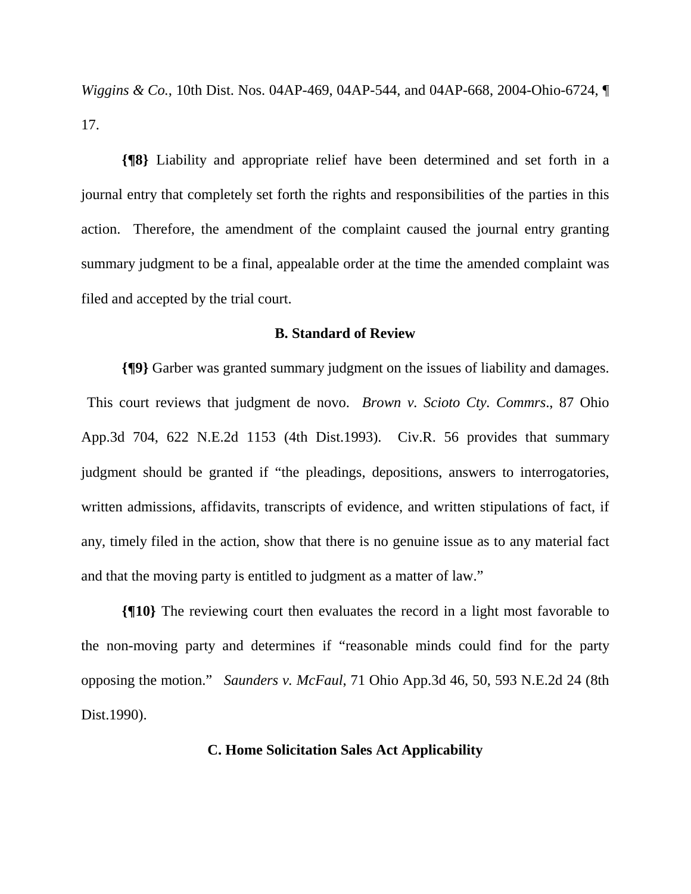*Wiggins & Co.*, 10th Dist. Nos. 04AP-469, 04AP-544, and 04AP-668, 2004-Ohio-6724, ¶ 17.

**{¶8}** Liability and appropriate relief have been determined and set forth in a journal entry that completely set forth the rights and responsibilities of the parties in this action. Therefore, the amendment of the complaint caused the journal entry granting summary judgment to be a final, appealable order at the time the amended complaint was filed and accepted by the trial court.

### B. Standard of Review

**{¶9}** Garber was granted summary judgment on the issues of liability and damages. This court reviews that judgment de novo. *Brown v. Scioto Cty. Commrs*., 87 Ohio App.3d 704, 622 N.E.2d 1153 (4th Dist.1993). Civ.R. 56 provides that summary judgment should be granted if "the pleadings, depositions, answers to interrogatories, written admissions, affidavits, transcripts of evidence, and written stipulations of fact, if any, timely filed in the action, show that there is no genuine issue as to any material fact and that the moving party is entitled to judgment as a matter of law."

**{¶10}** The reviewing court then evaluates the record in a light most favorable to the non-moving party and determines if "reasonable minds could find for the party opposing the motion." *Saunders v. McFaul*, 71 Ohio App.3d 46, 50, 593 N.E.2d 24 (8th Dist.1990).

### C. Home Solicitation Sales Act Applicability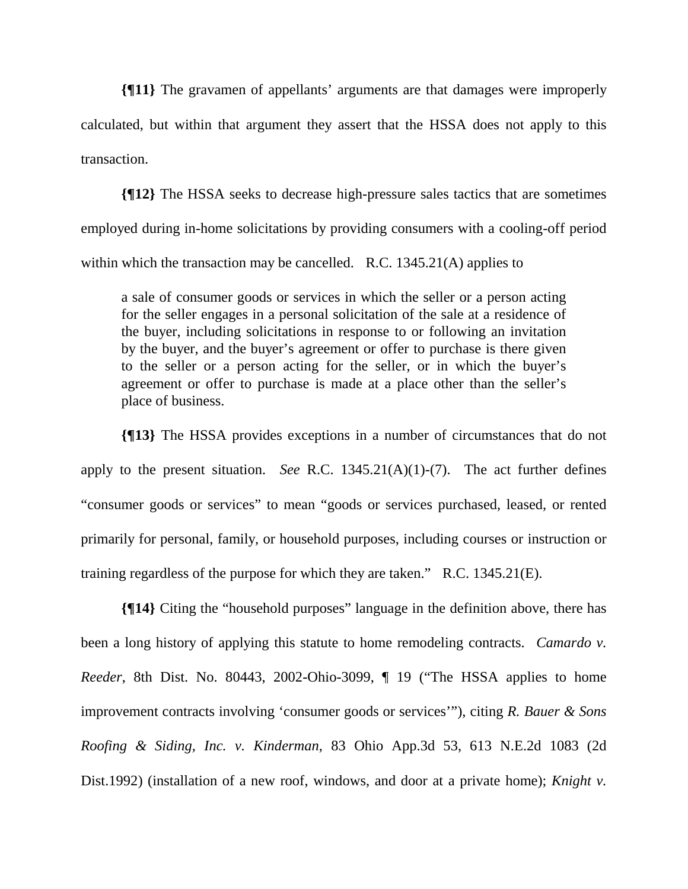**{¶11}** The gravamen of appellants' arguments are that damages were improperly calculated, but within that argument they assert that the HSSA does not apply to this transaction.

**{¶12}** The HSSA seeks to decrease high-pressure sales tactics that are sometimes employed during in-home solicitations by providing consumers with a cooling-off period within which the transaction may be cancelled. R.C. 1345.21(A) applies to

> a sale of consumer goods or services in which the seller or a person acting for the seller engages in a personal solicitation of the sale at a residence of the buyer, including solicitations in response to or following an invitation by the buyer, and the buyer's agreement or offer to purchase is there given to the seller or a person acting for the seller, or in which the buyer's agreement or offer to purchase is made at a place other than the seller's place of business.

**{¶13}** The HSSA provides exceptions in a number of circumstances that do not apply to the present situation. *See* R.C. 1345.21(A)(1)-(7). The act further defines "consumer goods or services" to mean "goods or services purchased, leased, or rented primarily for personal, family, or household purposes, including courses or instruction or training regardless of the purpose for which they are taken." R.C. 1345.21(E).

**{¶14}** Citing the "household purposes" language in the definition above, there has been a long history of applying this statute to home remodeling contracts. *Camardo v. Reeder*, 8th Dist. No. 80443, 2002-Ohio-3099, ¶ 19 ("The HSSA applies to home improvement contracts involving 'consumer goods or services'"), citing *R. Bauer & Sons Roofing & Siding, Inc. v. Kinderman*, 83 Ohio App.3d 53, 613 N.E.2d 1083 (2d Dist.1992) (installation of a new roof, windows, and door at a private home); *Knight v.*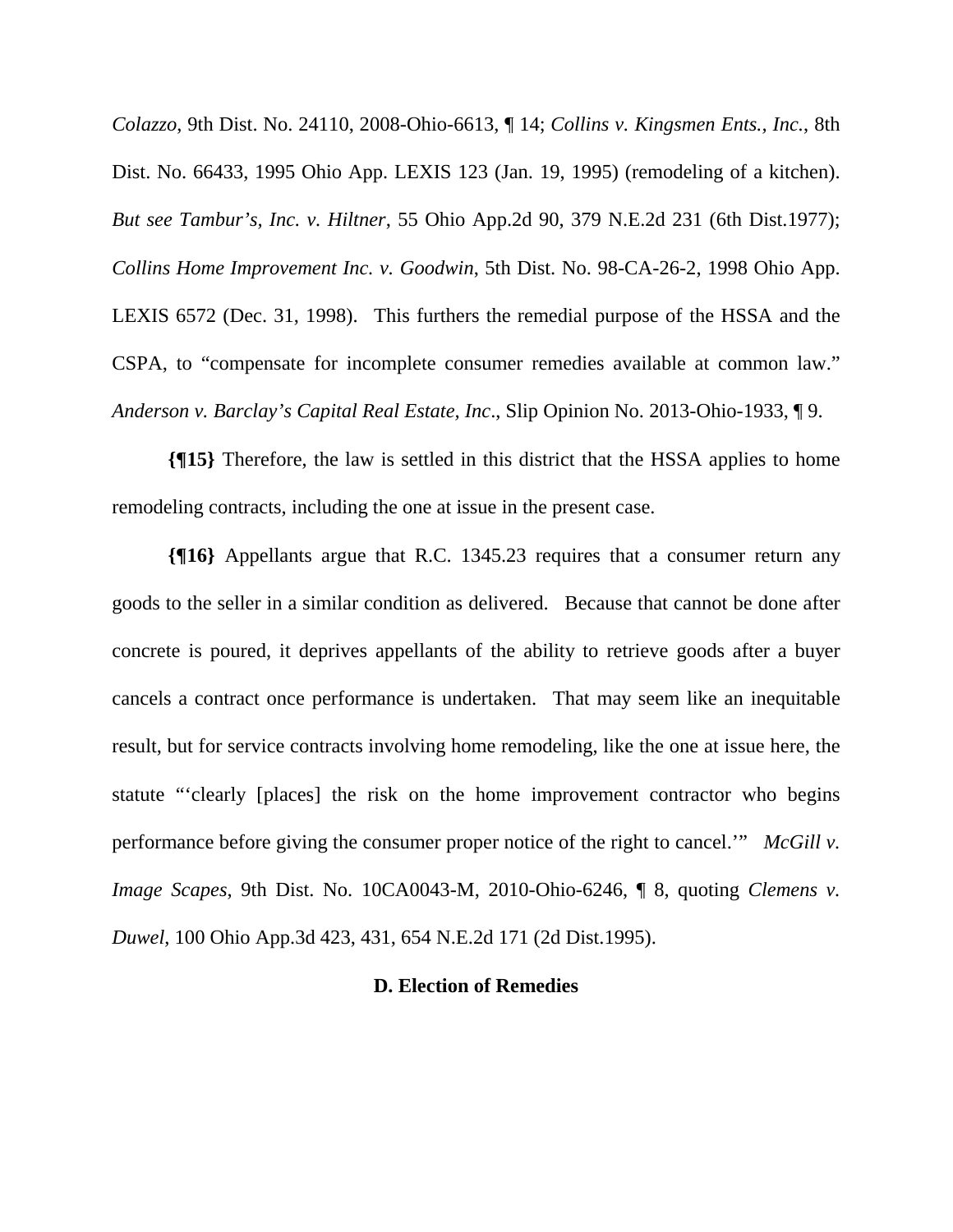*Colazzo*, 9th Dist. No. 24110, 2008-Ohio-6613, ¶ 14; *Collins v. Kingsmen Ents., Inc.*, 8th Dist. No. 66433, 1995 Ohio App. LEXIS 123 (Jan. 19, 1995) (remodeling of a kitchen). *But see Tambur's, Inc. v. Hiltner*, 55 Ohio App.2d 90, 379 N.E.2d 231 (6th Dist.1977); *Collins Home Improvement Inc. v. Goodwin*, 5th Dist. No. 98-CA-26-2, 1998 Ohio App. LEXIS 6572 (Dec. 31, 1998). This furthers the remedial purpose of the HSSA and the CSPA, to "compensate for incomplete consumer remedies available at common law." *Anderson v. Barclay's Capital Real Estate, Inc*., Slip Opinion No. 2013-Ohio-1933, ¶ 9.

**{¶15}** Therefore, the law is settled in this district that the HSSA applies to home remodeling contracts, including the one at issue in the present case.

**{¶16}** Appellants argue that R.C. 1345.23 requires that a consumer return any goods to the seller in a similar condition as delivered. Because that cannot be done after concrete is poured, it deprives appellants of the ability to retrieve goods after a buyer cancels a contract once performance is undertaken. That may seem like an inequitable result, but for service contracts involving home remodeling, like the one at issue here, the statute "'clearly [places] the risk on the home improvement contractor who begins performance before giving the consumer proper notice of the right to cancel.'" *McGill v. Image Scapes*, 9th Dist. No. 10CA0043-M, 2010-Ohio-6246, ¶ 8, quoting *Clemens v. Duwel*, 100 Ohio App.3d 423, 431, 654 N.E.2d 171 (2d Dist.1995).

### D. Election of Remedies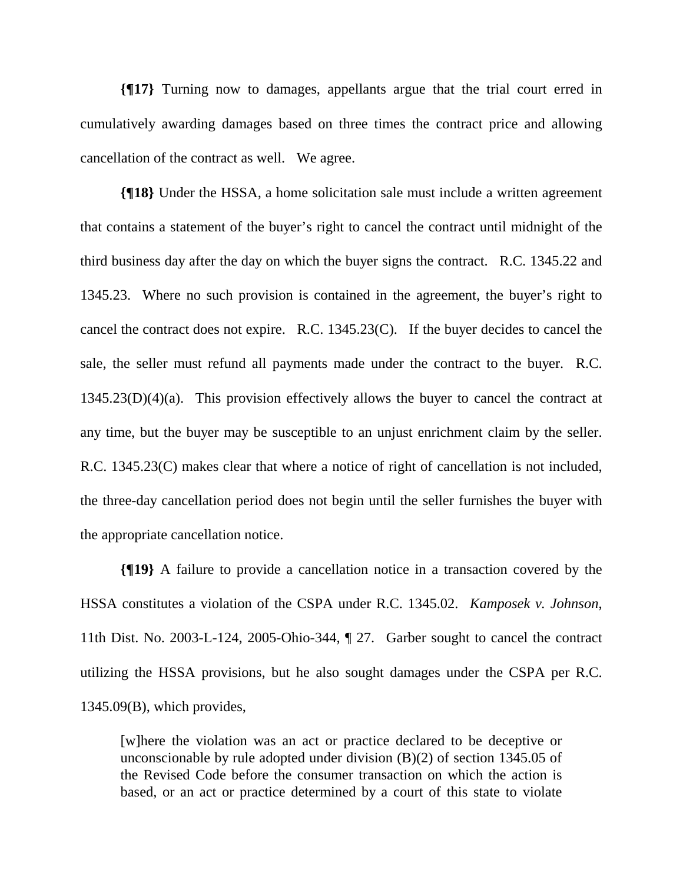**{¶17}** Turning now to damages, appellants argue that the trial court erred in cumulatively awarding damages based on three times the contract price and allowing cancellation of the contract as well. We agree.

**{¶18}** Under the HSSA, a home solicitation sale must include a written agreement that contains a statement of the buyer's right to cancel the contract until midnight of the third business day after the day on which the buyer signs the contract. R.C. 1345.22 and 1345.23. Where no such provision is contained in the agreement, the buyer's right to cancel the contract does not expire. R.C. 1345.23(C). If the buyer decides to cancel the sale, the seller must refund all payments made under the contract to the buyer. R.C. 1345.23(D)(4)(a). This provision effectively allows the buyer to cancel the contract at any time, but the buyer may be susceptible to an unjust enrichment claim by the seller. R.C. 1345.23(C) makes clear that where a notice of right of cancellation is not included, the three-day cancellation period does not begin until the seller furnishes the buyer with the appropriate cancellation notice.

**{¶19}** A failure to provide a cancellation notice in a transaction covered by the HSSA constitutes a violation of the CSPA under R.C. 1345.02. *Kamposek v. Johnson*, 11th Dist. No. 2003-L-124, 2005-Ohio-344, ¶ 27. Garber sought to cancel the contract utilizing the HSSA provisions, but he also sought damages under the CSPA per R.C. 1345.09(B), which provides,

> [w]here the violation was an act or practice declared to be deceptive or unconscionable by rule adopted under division (B)(2) of section 1345.05 of the Revised Code before the consumer transaction on which the action is based, or an act or practice determined by a court of this state to violate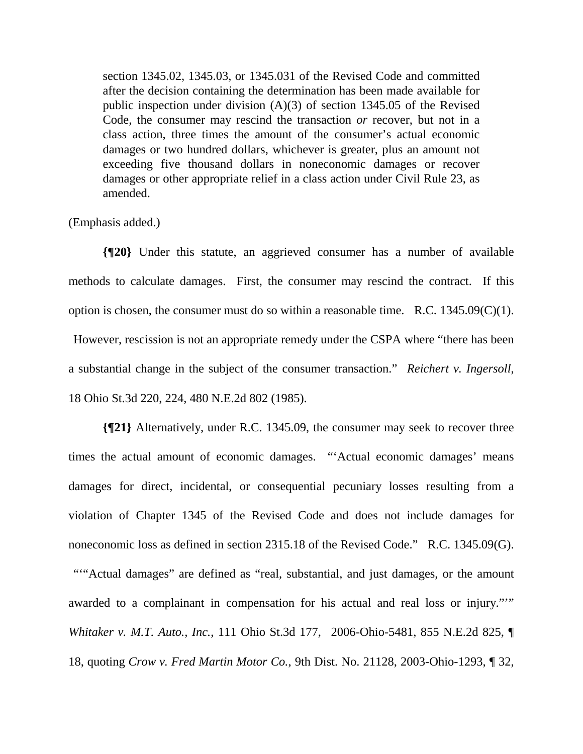> section 1345.02, 1345.03, or 1345.031 of the Revised Code and committed after the decision containing the determination has been made available for public inspection under division (A)(3) of section 1345.05 of the Revised Code, the consumer may rescind the transaction *or* recover, but not in a class action, three times the amount of the consumer's actual economic damages or two hundred dollars, whichever is greater, plus an amount not exceeding five thousand dollars in noneconomic damages or recover damages or other appropriate relief in a class action under Civil Rule 23, as amended.

(Emphasis added.)

**{¶20}** Under this statute, an aggrieved consumer has a number of available methods to calculate damages. First, the consumer may rescind the contract. If this option is chosen, the consumer must do so within a reasonable time. R.C. 1345.09(C)(1). However, rescission is not an appropriate remedy under the CSPA where "there has been a substantial change in the subject of the consumer transaction." *Reichert v. Ingersoll*, 18 Ohio St.3d 220, 224, 480 N.E.2d 802 (1985).

**{¶21}** Alternatively, under R.C. 1345.09, the consumer may seek to recover three times the actual amount of economic damages. "'Actual economic damages' means damages for direct, incidental, or consequential pecuniary losses resulting from a violation of Chapter 1345 of the Revised Code and does not include damages for noneconomic loss as defined in section 2315.18 of the Revised Code." R.C. 1345.09(G). "'"Actual damages" are defined as "real, substantial, and just damages, or the amount awarded to a complainant in compensation for his actual and real loss or injury."'" *Whitaker v. M.T. Auto., Inc.*, 111 Ohio St.3d 177, 2006-Ohio-5481, 855 N.E.2d 825, ¶ 18, quoting *Crow v. Fred Martin Motor Co.*, 9th Dist. No. 21128, 2003-Ohio-1293, ¶ 32,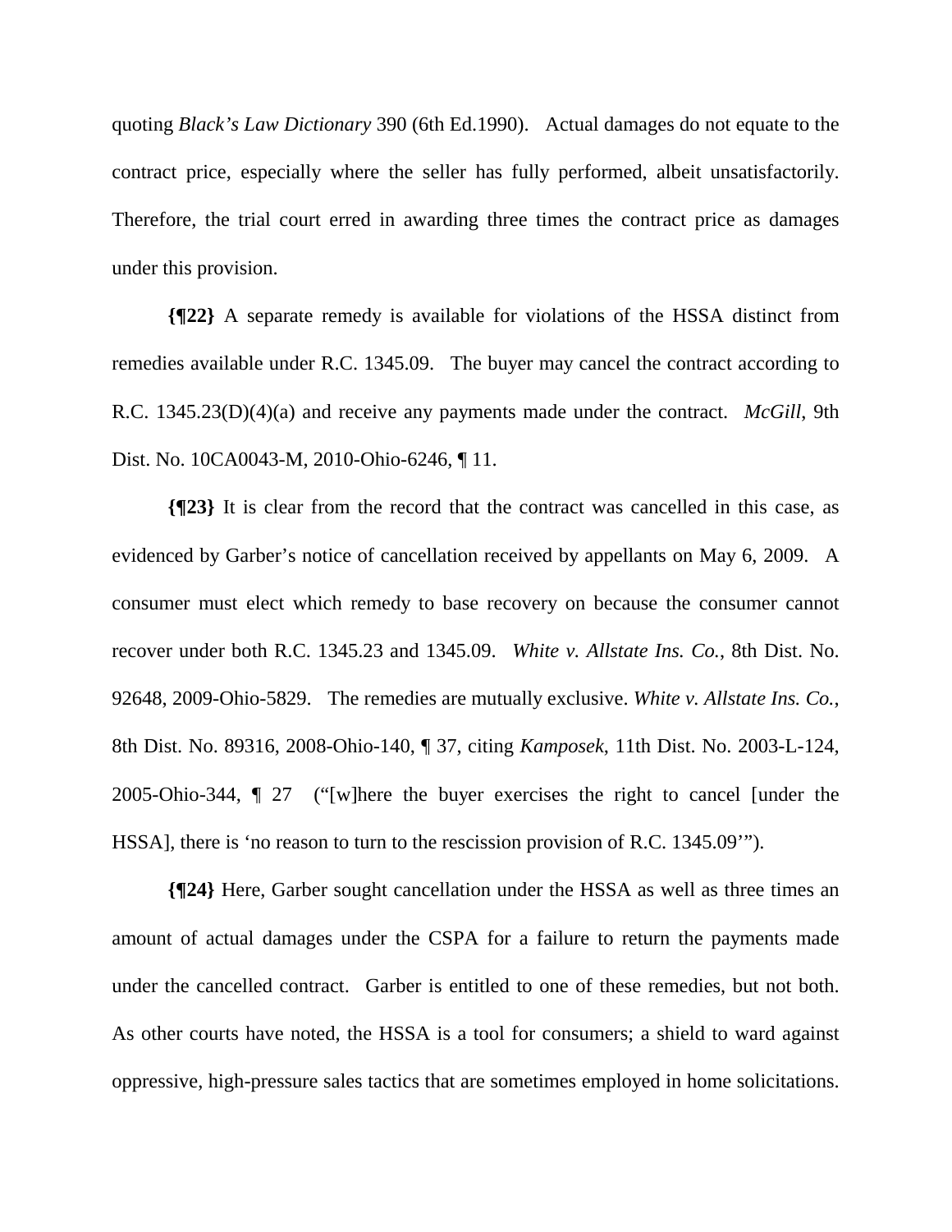quoting *Black's Law Dictionary* 390 (6th Ed.1990). Actual damages do not equate to the contract price, especially where the seller has fully performed, albeit unsatisfactorily. Therefore, the trial court erred in awarding three times the contract price as damages under this provision.

**{¶22}** A separate remedy is available for violations of the HSSA distinct from remedies available under R.C. 1345.09. The buyer may cancel the contract according to R.C. 1345.23(D)(4)(a) and receive any payments made under the contract. *McGill*, 9th Dist. No. 10CA0043-M, 2010-Ohio-6246, ¶ 11.

**{¶23}** It is clear from the record that the contract was cancelled in this case, as evidenced by Garber's notice of cancellation received by appellants on May 6, 2009. A consumer must elect which remedy to base recovery on because the consumer cannot recover under both R.C. 1345.23 and 1345.09. *White v. Allstate Ins. Co.*, 8th Dist. No. 92648, 2009-Ohio-5829. The remedies are mutually exclusive. *White v. Allstate Ins. Co.*, 8th Dist. No. 89316, 2008-Ohio-140, ¶ 37, citing *Kamposek*, 11th Dist. No. 2003-L-124, 2005-Ohio-344, ¶ 27 ("[w]here the buyer exercises the right to cancel [under the HSSA], there is 'no reason to turn to the rescission provision of R.C. 1345.09'").

**{¶24}** Here, Garber sought cancellation under the HSSA as well as three times an amount of actual damages under the CSPA for a failure to return the payments made under the cancelled contract. Garber is entitled to one of these remedies, but not both. As other courts have noted, the HSSA is a tool for consumers; a shield to ward against oppressive, high-pressure sales tactics that are sometimes employed in home solicitations.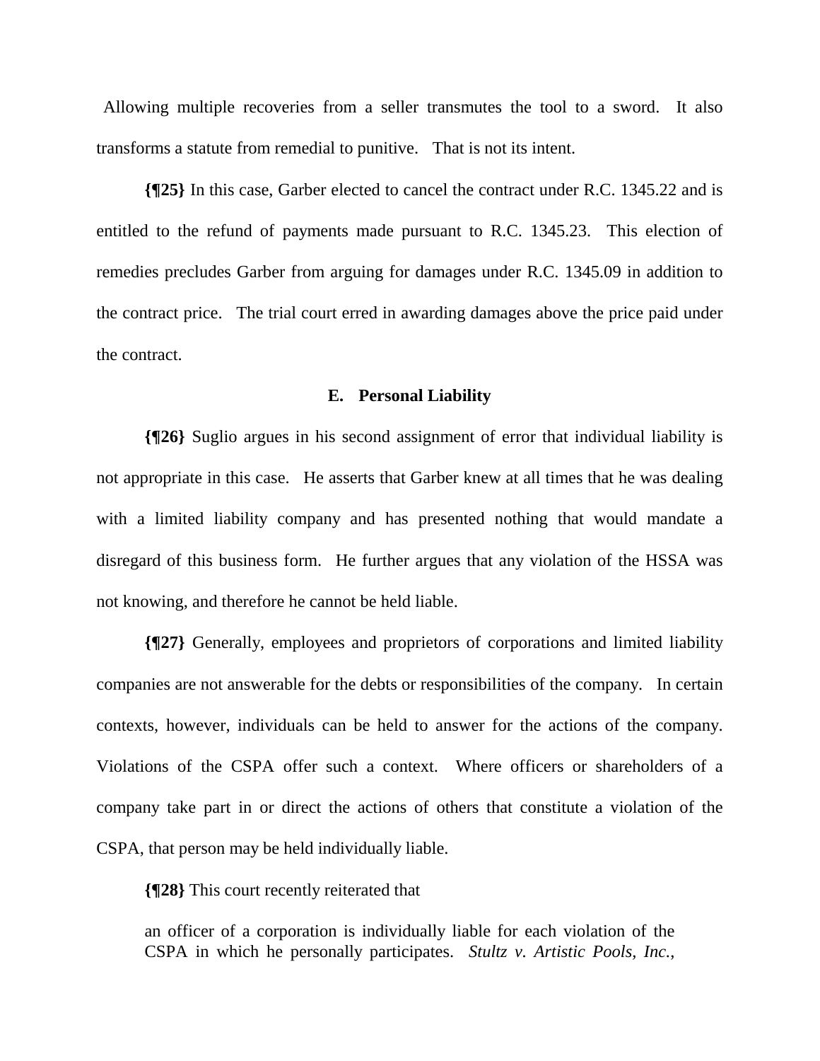Allowing multiple recoveries from a seller transmutes the tool to a sword. It also transforms a statute from remedial to punitive. That is not its intent.

**{¶25}** In this case, Garber elected to cancel the contract under R.C. 1345.22 and is entitled to the refund of payments made pursuant to R.C. 1345.23. This election of remedies precludes Garber from arguing for damages under R.C. 1345.09 in addition to the contract price. The trial court erred in awarding damages above the price paid under the contract.

### E. Personal Liability

**{¶26}** Suglio argues in his second assignment of error that individual liability is not appropriate in this case. He asserts that Garber knew at all times that he was dealing with a limited liability company and has presented nothing that would mandate a disregard of this business form. He further argues that any violation of the HSSA was not knowing, and therefore he cannot be held liable.

**{¶27}** Generally, employees and proprietors of corporations and limited liability companies are not answerable for the debts or responsibilities of the company. In certain contexts, however, individuals can be held to answer for the actions of the company. Violations of the CSPA offer such a context. Where officers or shareholders of a company take part in or direct the actions of others that constitute a violation of the CSPA, that person may be held individually liable.

**{¶28}** This court recently reiterated that

> an officer of a corporation is individually liable for each violation of the CSPA in which he personally participates. *Stultz v. Artistic Pools, Inc.*,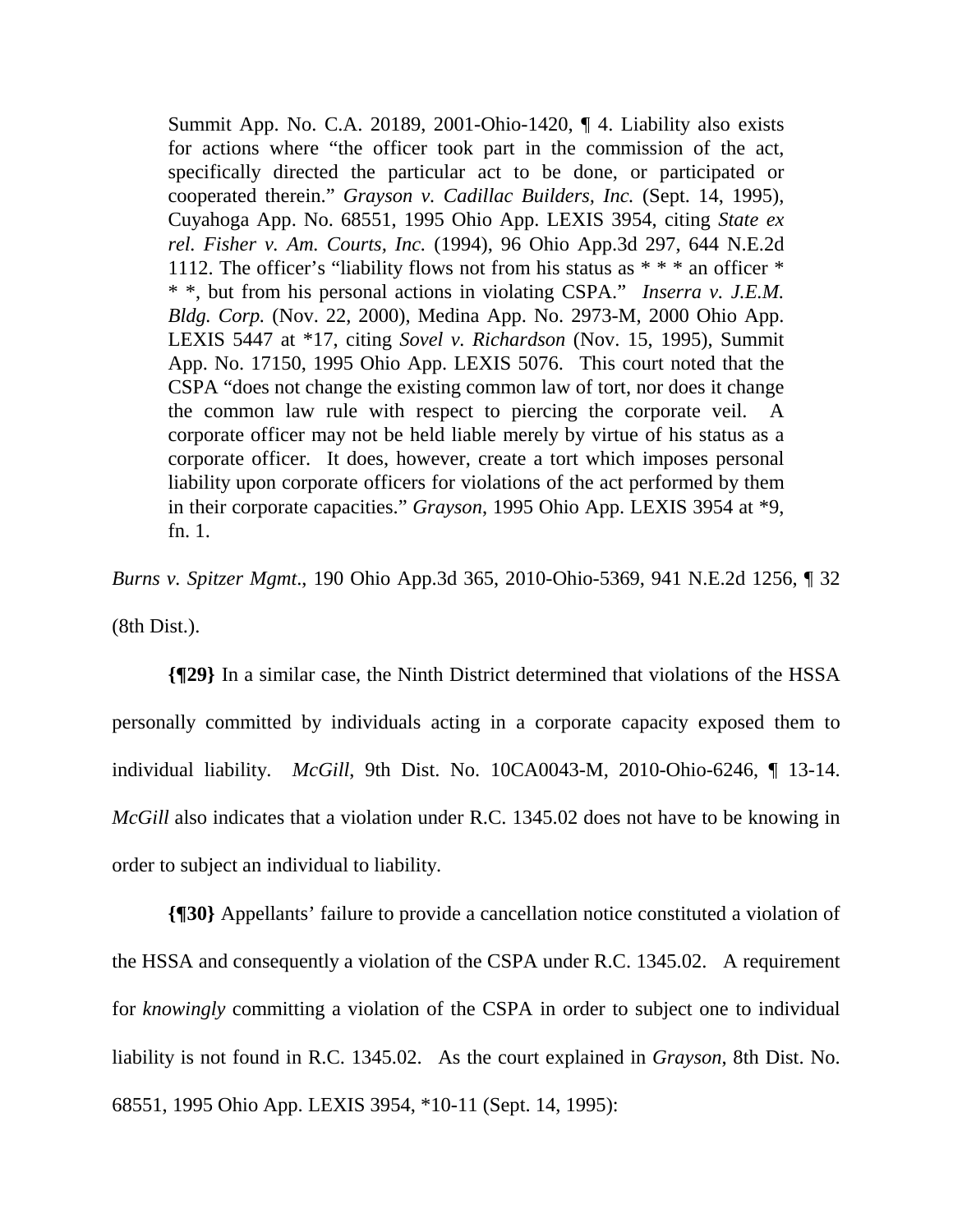> Summit App. No. C.A. 20189, 2001-Ohio-1420, ¶ 4. Liability also exists for actions where "the officer took part in the commission of the act, specifically directed the particular act to be done, or participated or cooperated therein." *Grayson v. Cadillac Builders, Inc.* (Sept. 14, 1995), Cuyahoga App. No. 68551, 1995 Ohio App. LEXIS 3954, citing *State ex rel. Fisher v. Am. Courts, Inc.* (1994), 96 Ohio App.3d 297, 644 N.E.2d 1112. The officer's "liability flows not from his status as * * * an officer * * *, but from his personal actions in violating CSPA." *Inserra v. J.E.M. Bldg. Corp.* (Nov. 22, 2000), Medina App. No. 2973-M, 2000 Ohio App. LEXIS 5447 at *17, citing *Sovel v. Richardson* (Nov. 15, 1995), Summit App. No. 17150, 1995 Ohio App. LEXIS 5076. This court noted that the CSPA "does not change the existing common law of tort, nor does it change the common law rule with respect to piercing the corporate veil. A corporate officer may not be held liable merely by virtue of his status as a corporate officer. It does, however, create a tort which imposes personal liability upon corporate officers for violations of the act performed by them in their corporate capacities." *Grayson*, 1995 Ohio App. LEXIS 3954 at *9, fn. 1.

*Burns v. Spitzer Mgmt*., 190 Ohio App.3d 365, 2010-Ohio-5369, 941 N.E.2d 1256, ¶ 32 (8th Dist.).

**{¶29}** In a similar case, the Ninth District determined that violations of the HSSA personally committed by individuals acting in a corporate capacity exposed them to individual liability. *McGill*, 9th Dist. No. 10CA0043-M, 2010-Ohio-6246, ¶ 13-14. *McGill* also indicates that a violation under R.C. 1345.02 does not have to be knowing in order to subject an individual to liability.

**{¶30}** Appellants' failure to provide a cancellation notice constituted a violation of the HSSA and consequently a violation of the CSPA under R.C. 1345.02. A requirement for *knowingly* committing a violation of the CSPA in order to subject one to individual liability is not found in R.C. 1345.02. As the court explained in *Grayson*, 8th Dist. No. 68551, 1995 Ohio App. LEXIS 3954, *10-11 (Sept. 14, 1995):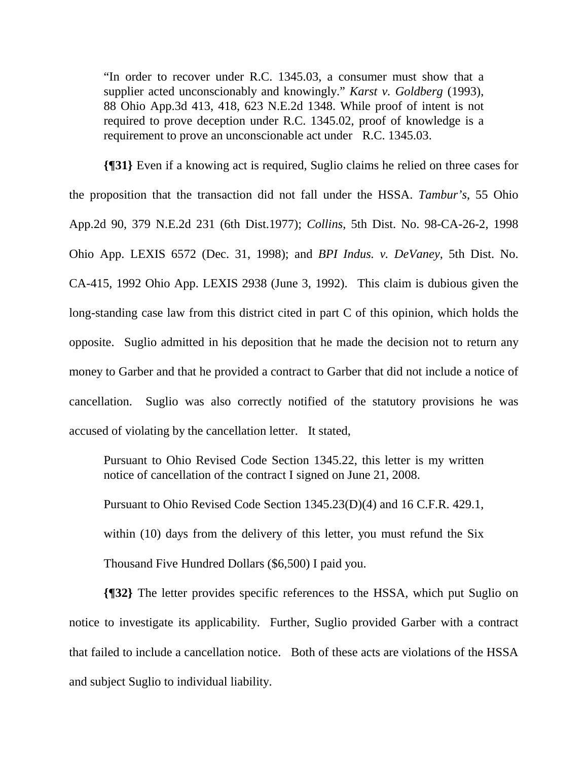> "In order to recover under R.C. 1345.03, a consumer must show that a supplier acted unconscionably and knowingly." *Karst v. Goldberg* (1993), 88 Ohio App.3d 413, 418, 623 N.E.2d 1348. While proof of intent is not required to prove deception under R.C. 1345.02, proof of knowledge is a requirement to prove an unconscionable act under R.C. 1345.03.

**{¶31}** Even if a knowing act is required, Suglio claims he relied on three cases for the proposition that the transaction did not fall under the HSSA. *Tambur's*, 55 Ohio App.2d 90, 379 N.E.2d 231 (6th Dist.1977); *Collins*, 5th Dist. No. 98-CA-26-2, 1998 Ohio App. LEXIS 6572 (Dec. 31, 1998); and *BPI Indus. v. DeVaney*, 5th Dist. No. CA-415, 1992 Ohio App. LEXIS 2938 (June 3, 1992). This claim is dubious given the long-standing case law from this district cited in part C of this opinion, which holds the opposite. Suglio admitted in his deposition that he made the decision not to return any money to Garber and that he provided a contract to Garber that did not include a notice of cancellation. Suglio was also correctly notified of the statutory provisions he was accused of violating by the cancellation letter. It stated,

> Pursuant to Ohio Revised Code Section 1345.22, this letter is my written notice of cancellation of the contract I signed on June 21, 2008.
>
> Pursuant to Ohio Revised Code Section 1345.23(D)(4) and 16 C.F.R. 429.1, within (10) days from the delivery of this letter, you must refund the Six Thousand Five Hundred Dollars ($6,500) I paid you.

**{¶32}** The letter provides specific references to the HSSA, which put Suglio on notice to investigate its applicability. Further, Suglio provided Garber with a contract that failed to include a cancellation notice. Both of these acts are violations of the HSSA and subject Suglio to individual liability.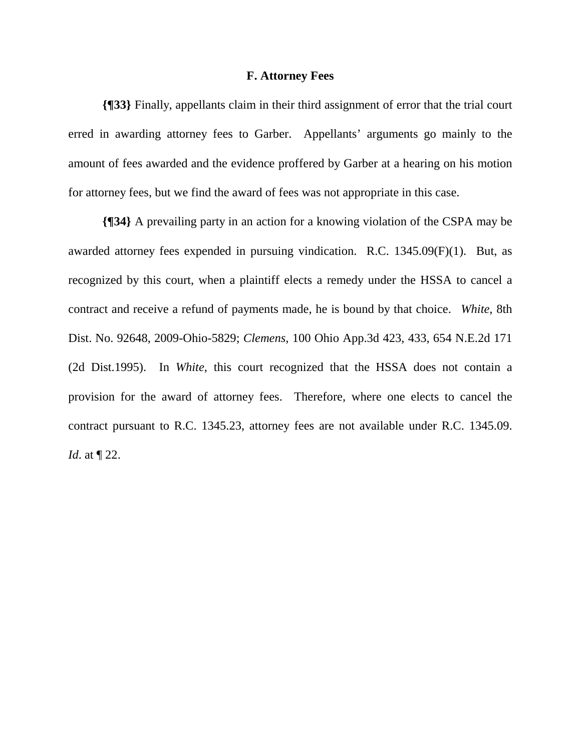### F. Attorney Fees

**{¶33}** Finally, appellants claim in their third assignment of error that the trial court erred in awarding attorney fees to Garber. Appellants' arguments go mainly to the amount of fees awarded and the evidence proffered by Garber at a hearing on his motion for attorney fees, but we find the award of fees was not appropriate in this case.

**{¶34}** A prevailing party in an action for a knowing violation of the CSPA may be awarded attorney fees expended in pursuing vindication. R.C. 1345.09(F)(1). But, as recognized by this court, when a plaintiff elects a remedy under the HSSA to cancel a contract and receive a refund of payments made, he is bound by that choice. *White*, 8th Dist. No. 92648, 2009-Ohio-5829; *Clemens*, 100 Ohio App.3d 423, 433, 654 N.E.2d 171 (2d Dist.1995). In *White*, this court recognized that the HSSA does not contain a provision for the award of attorney fees. Therefore, where one elects to cancel the contract pursuant to R.C. 1345.23, attorney fees are not available under R.C. 1345.09. *Id*. at ¶ 22.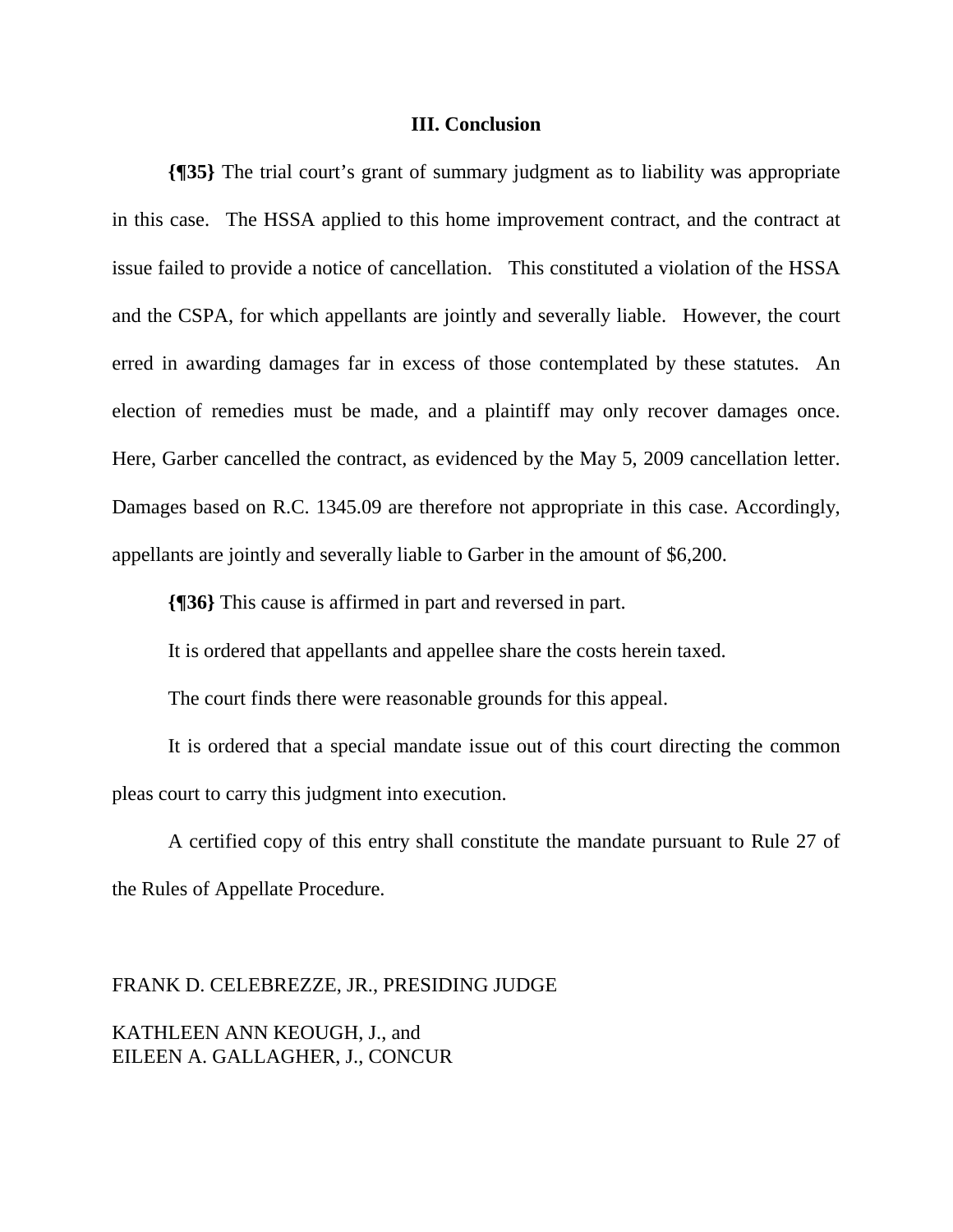### III. Conclusion

**{¶35}** The trial court's grant of summary judgment as to liability was appropriate in this case. The HSSA applied to this home improvement contract, and the contract at issue failed to provide a notice of cancellation. This constituted a violation of the HSSA and the CSPA, for which appellants are jointly and severally liable. However, the court erred in awarding damages far in excess of those contemplated by these statutes. An election of remedies must be made, and a plaintiff may only recover damages once. Here, Garber cancelled the contract, as evidenced by the May 5, 2009 cancellation letter. Damages based on R.C. 1345.09 are therefore not appropriate in this case. Accordingly, appellants are jointly and severally liable to Garber in the amount of $6,200.

**{¶36}** This cause is affirmed in part and reversed in part.

It is ordered that appellants and appellee share the costs herein taxed.

The court finds there were reasonable grounds for this appeal.

It is ordered that a special mandate issue out of this court directing the common pleas court to carry this judgment into execution.

A certified copy of this entry shall constitute the mandate pursuant to Rule 27 of the Rules of Appellate Procedure.

FRANK D. CELEBREZZE, JR., PRESIDING JUDGE

KATHLEEN ANN KEOUGH, J., and
EILEEN A. GALLAGHER, J., CONCUR